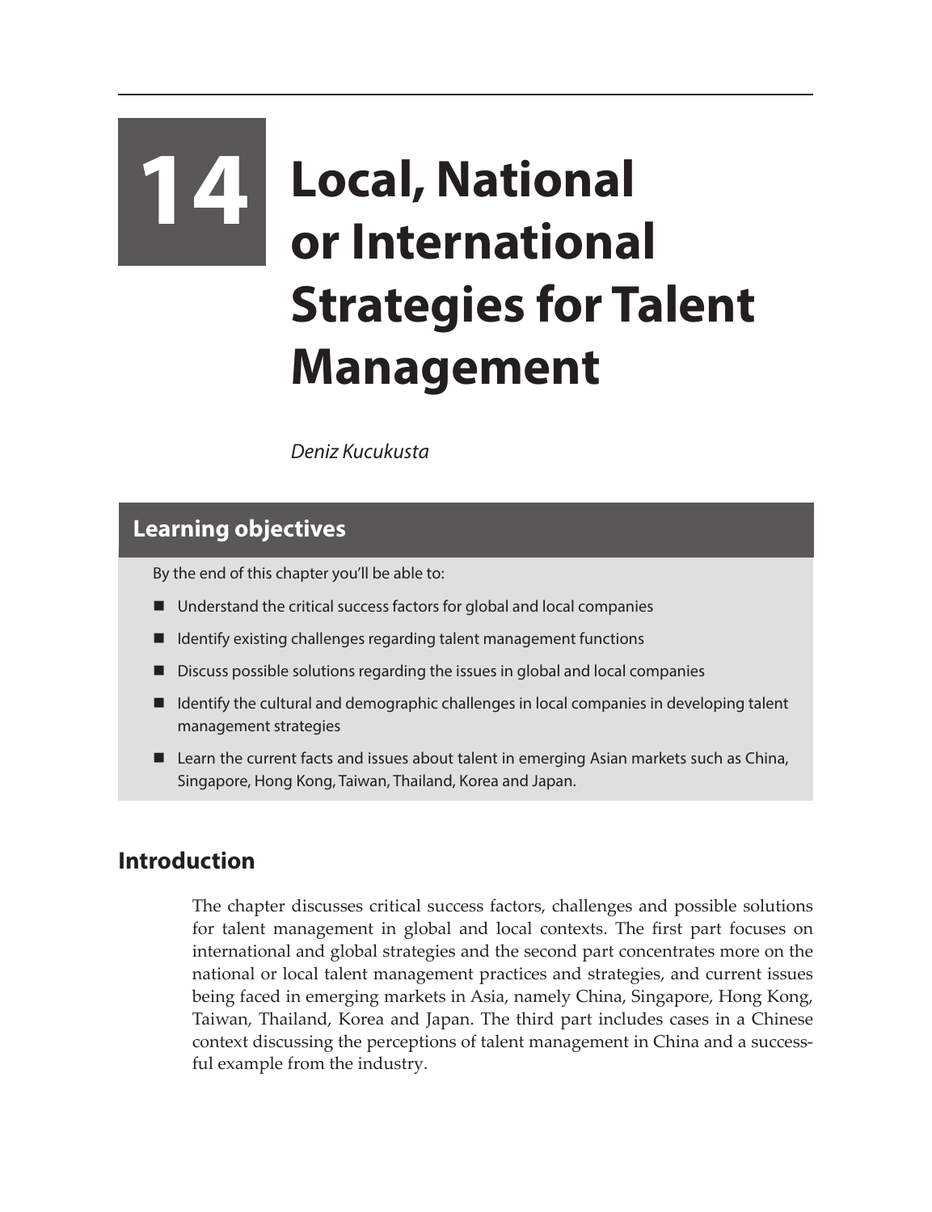# 14 Local, National or International Strategies for Talent Management

*Deniz Kucukusta*

## Learning objectives

By the end of this chapter you'll be able to:

- Understand the critical success factors for global and local companies
- Identify existing challenges regarding talent management functions
- Discuss possible solutions regarding the issues in global and local companies
- Identify the cultural and demographic challenges in local companies in developing talent management strategies
- Learn the current facts and issues about talent in emerging Asian markets such as China, Singapore, Hong Kong, Taiwan, Thailand, Korea and Japan.

## Introduction

The chapter discusses critical success factors, challenges and possible solutions for talent management in global and local contexts. The first part focuses on international and global strategies and the second part concentrates more on the national or local talent management practices and strategies, and current issues being faced in emerging markets in Asia, namely China, Singapore, Hong Kong, Taiwan, Thailand, Korea and Japan. The third part includes cases in a Chinese context discussing the perceptions of talent management in China and a successful example from the industry.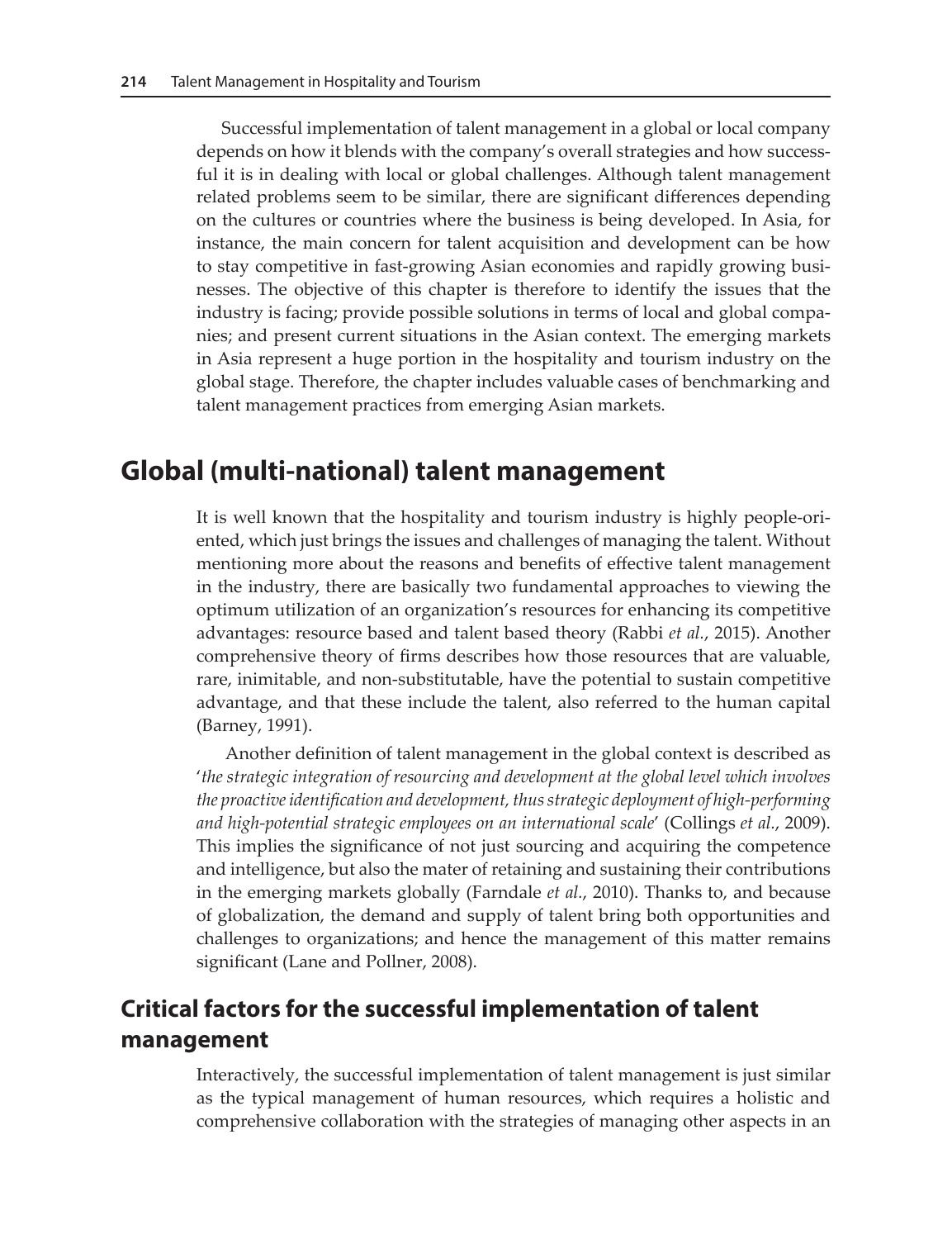Successful implementation of talent management in a global or local company depends on how it blends with the company's overall strategies and how successful it is in dealing with local or global challenges. Although talent management related problems seem to be similar, there are significant differences depending on the cultures or countries where the business is being developed. In Asia, for instance, the main concern for talent acquisition and development can be how to stay competitive in fast-growing Asian economies and rapidly growing businesses. The objective of this chapter is therefore to identify the issues that the industry is facing; provide possible solutions in terms of local and global companies; and present current situations in the Asian context. The emerging markets in Asia represent a huge portion in the hospitality and tourism industry on the global stage. Therefore, the chapter includes valuable cases of benchmarking and talent management practices from emerging Asian markets.

# Global (multi-national) talent management

It is well known that the hospitality and tourism industry is highly people-oriented, which just brings the issues and challenges of managing the talent. Without mentioning more about the reasons and benefits of effective talent management in the industry, there are basically two fundamental approaches to viewing the optimum utilization of an organization's resources for enhancing its competitive advantages: resource based and talent based theory (Rabbi *et al.*, 2015). Another comprehensive theory of firms describes how those resources that are valuable, rare, inimitable, and non-substitutable, have the potential to sustain competitive advantage, and that these include the talent, also referred to the human capital (Barney, 1991).

Another definition of talent management in the global context is described as '*the strategic integration of resourcing and development at the global level which involves the proactive identification and development, thus strategic deployment of high-performing and high-potential strategic employees on an international scale*' (Collings *et al.*, 2009). This implies the significance of not just sourcing and acquiring the competence and intelligence, but also the mater of retaining and sustaining their contributions in the emerging markets globally (Farndale *et al.*, 2010). Thanks to, and because of globalization, the demand and supply of talent bring both opportunities and challenges to organizations; and hence the management of this matter remains significant (Lane and Pollner, 2008).

## Critical factors for the successful implementation of talent management

Interactively, the successful implementation of talent management is just similar as the typical management of human resources, which requires a holistic and comprehensive collaboration with the strategies of managing other aspects in an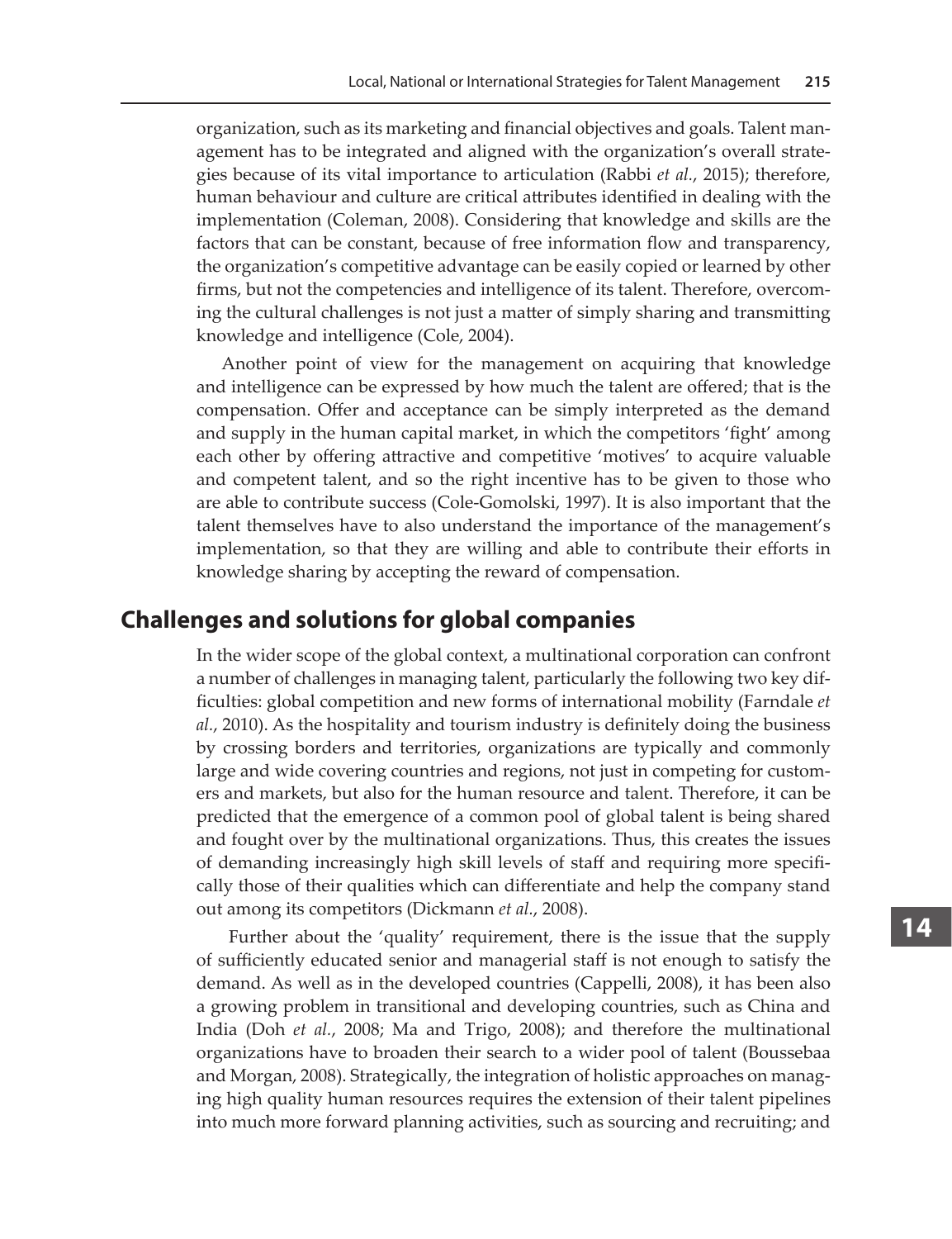organization, such as its marketing and financial objectives and goals. Talent management has to be integrated and aligned with the organization's overall strategies because of its vital importance to articulation (Rabbi *et al.*, 2015); therefore, human behaviour and culture are critical attributes identified in dealing with the implementation (Coleman, 2008). Considering that knowledge and skills are the factors that can be constant, because of free information flow and transparency, the organization's competitive advantage can be easily copied or learned by other firms, but not the competencies and intelligence of its talent. Therefore, overcoming the cultural challenges is not just a matter of simply sharing and transmitting knowledge and intelligence (Cole, 2004).

Another point of view for the management on acquiring that knowledge and intelligence can be expressed by how much the talent are offered; that is the compensation. Offer and acceptance can be simply interpreted as the demand and supply in the human capital market, in which the competitors 'fight' among each other by offering attractive and competitive 'motives' to acquire valuable and competent talent, and so the right incentive has to be given to those who are able to contribute success (Cole-Gomolski, 1997). It is also important that the talent themselves have to also understand the importance of the management's implementation, so that they are willing and able to contribute their efforts in knowledge sharing by accepting the reward of compensation.

## Challenges and solutions for global companies

In the wider scope of the global context, a multinational corporation can confront a number of challenges in managing talent, particularly the following two key difficulties: global competition and new forms of international mobility (Farndale *et al.*, 2010). As the hospitality and tourism industry is definitely doing the business by crossing borders and territories, organizations are typically and commonly large and wide covering countries and regions, not just in competing for customers and markets, but also for the human resource and talent. Therefore, it can be predicted that the emergence of a common pool of global talent is being shared and fought over by the multinational organizations. Thus, this creates the issues of demanding increasingly high skill levels of staff and requiring more specifically those of their qualities which can differentiate and help the company stand out among its competitors (Dickmann *et al.*, 2008).

Further about the 'quality' requirement, there is the issue that the supply of sufficiently educated senior and managerial staff is not enough to satisfy the demand. As well as in the developed countries (Cappelli, 2008), it has been also a growing problem in transitional and developing countries, such as China and India (Doh *et al.*, 2008; Ma and Trigo, 2008); and therefore the multinational organizations have to broaden their search to a wider pool of talent (Boussebaa and Morgan, 2008). Strategically, the integration of holistic approaches on managing high quality human resources requires the extension of their talent pipelines into much more forward planning activities, such as sourcing and recruiting; and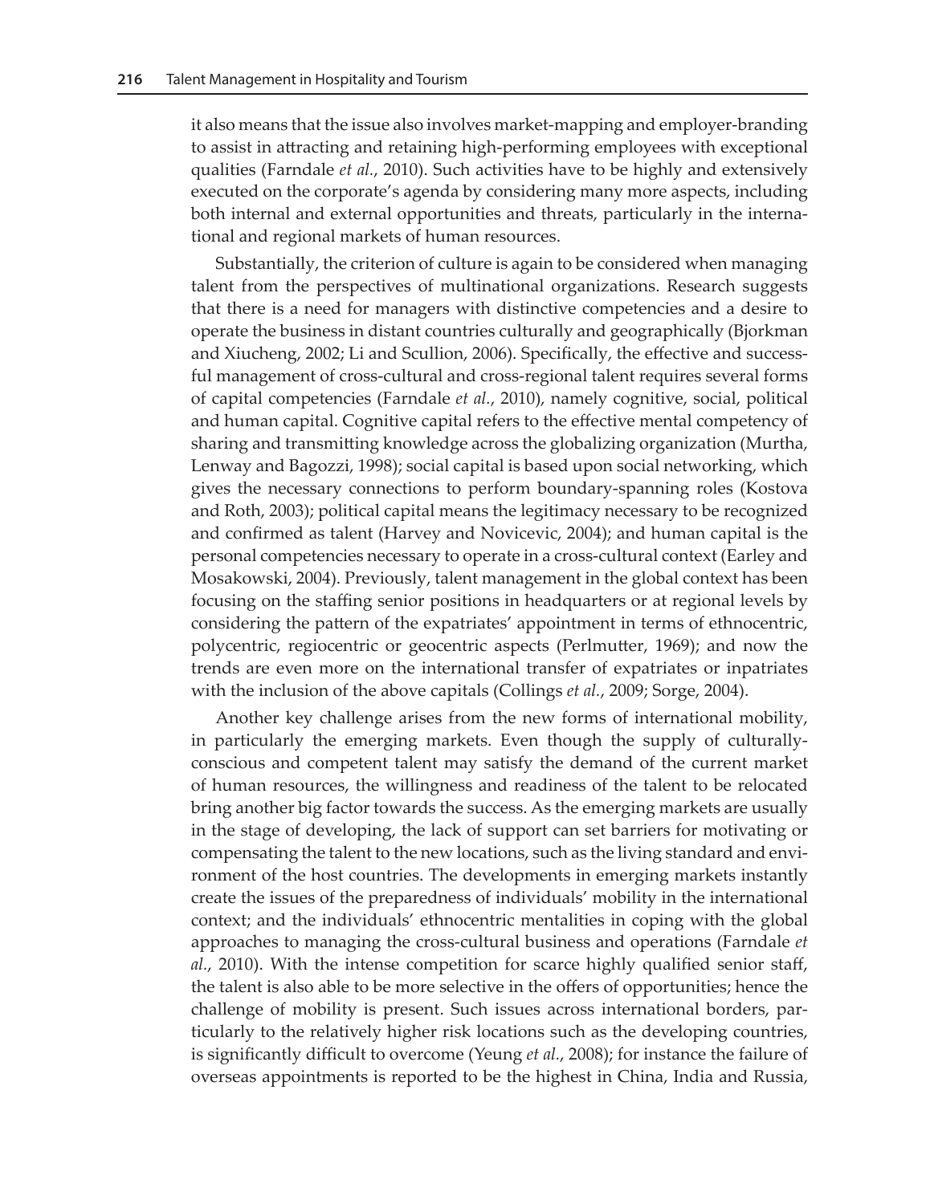it also means that the issue also involves market-mapping and employer-branding to assist in attracting and retaining high-performing employees with exceptional qualities (Farndale *et al.*, 2010). Such activities have to be highly and extensively executed on the corporate's agenda by considering many more aspects, including both internal and external opportunities and threats, particularly in the international and regional markets of human resources.

Substantially, the criterion of culture is again to be considered when managing talent from the perspectives of multinational organizations. Research suggests that there is a need for managers with distinctive competencies and a desire to operate the business in distant countries culturally and geographically (Bjorkman and Xiucheng, 2002; Li and Scullion, 2006). Specifically, the effective and successful management of cross-cultural and cross-regional talent requires several forms of capital competencies (Farndale *et al.*, 2010), namely cognitive, social, political and human capital. Cognitive capital refers to the effective mental competency of sharing and transmitting knowledge across the globalizing organization (Murtha, Lenway and Bagozzi, 1998); social capital is based upon social networking, which gives the necessary connections to perform boundary-spanning roles (Kostova and Roth, 2003); political capital means the legitimacy necessary to be recognized and confirmed as talent (Harvey and Novicevic, 2004); and human capital is the personal competencies necessary to operate in a cross-cultural context (Earley and Mosakowski, 2004). Previously, talent management in the global context has been focusing on the staffing senior positions in headquarters or at regional levels by considering the pattern of the expatriates' appointment in terms of ethnocentric, polycentric, regiocentric or geocentric aspects (Perlmutter, 1969); and now the trends are even more on the international transfer of expatriates or inpatriates with the inclusion of the above capitals (Collings *et al.*, 2009; Sorge, 2004).

Another key challenge arises from the new forms of international mobility, in particularly the emerging markets. Even though the supply of culturally-conscious and competent talent may satisfy the demand of the current market of human resources, the willingness and readiness of the talent to be relocated bring another big factor towards the success. As the emerging markets are usually in the stage of developing, the lack of support can set barriers for motivating or compensating the talent to the new locations, such as the living standard and environment of the host countries. The developments in emerging markets instantly create the issues of the preparedness of individuals' mobility in the international context; and the individuals' ethnocentric mentalities in coping with the global approaches to managing the cross-cultural business and operations (Farndale *et al.*, 2010). With the intense competition for scarce highly qualified senior staff, the talent is also able to be more selective in the offers of opportunities; hence the challenge of mobility is present. Such issues across international borders, particularly to the relatively higher risk locations such as the developing countries, is significantly difficult to overcome (Yeung *et al.*, 2008); for instance the failure of overseas appointments is reported to be the highest in China, India and Russia,